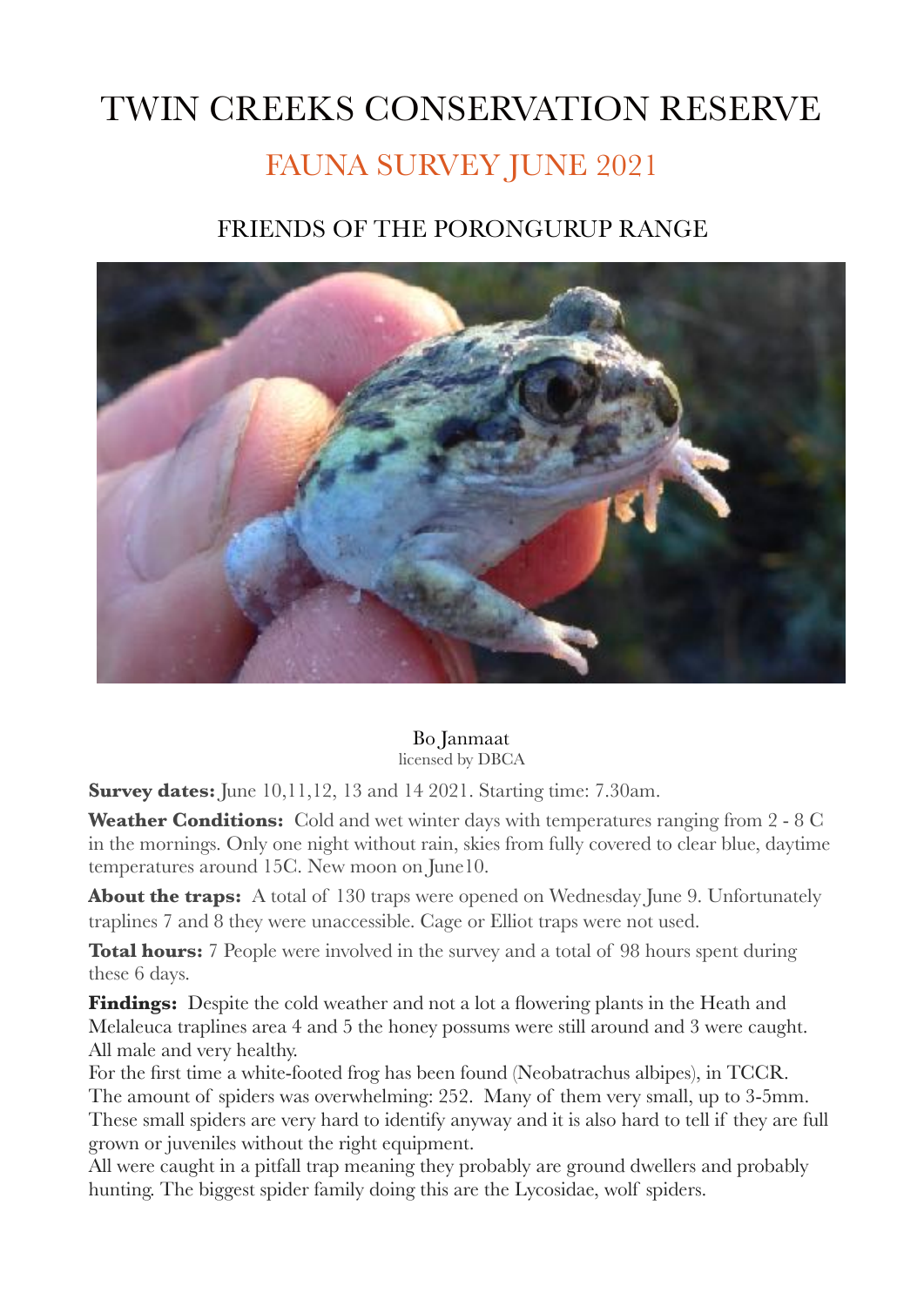# TWIN CREEKS CONSERVATION RESERVE

## FAUNA SURVEY JUNE 2021

### FRIENDS OF THE PORONGURUP RANGE

Bo Janmaat
licensed by DBCA

**Survey dates:** June 10,11,12, 13 and 14 2021. Starting time: 7.30am.

**Weather Conditions:** Cold and wet winter days with temperatures ranging from 2 - 8 C in the mornings. Only one night without rain, skies from fully covered to clear blue, daytime temperatures around 15C. New moon on June10.

**About the traps:** A total of 130 traps were opened on Wednesday June 9. Unfortunately traplines 7 and 8 they were unaccessible. Cage or Elliot traps were not used.

**Total hours:** 7 People were involved in the survey and a total of 98 hours spent during these 6 days.

**Findings:** Despite the cold weather and not a lot a flowering plants in the Heath and Melaleuca traplines area 4 and 5 the honey possums were still around and 3 were caught. All male and very healthy.
For the first time a white-footed frog has been found (Neobatrachus albipes), in TCCR.
The amount of spiders was overwhelming: 252. Many of them very small, up to 3-5mm. These small spiders are very hard to identify anyway and it is also hard to tell if they are full grown or juveniles without the right equipment.
All were caught in a pitfall trap meaning they probably are ground dwellers and probably hunting. The biggest spider family doing this are the Lycosidae, wolf spiders.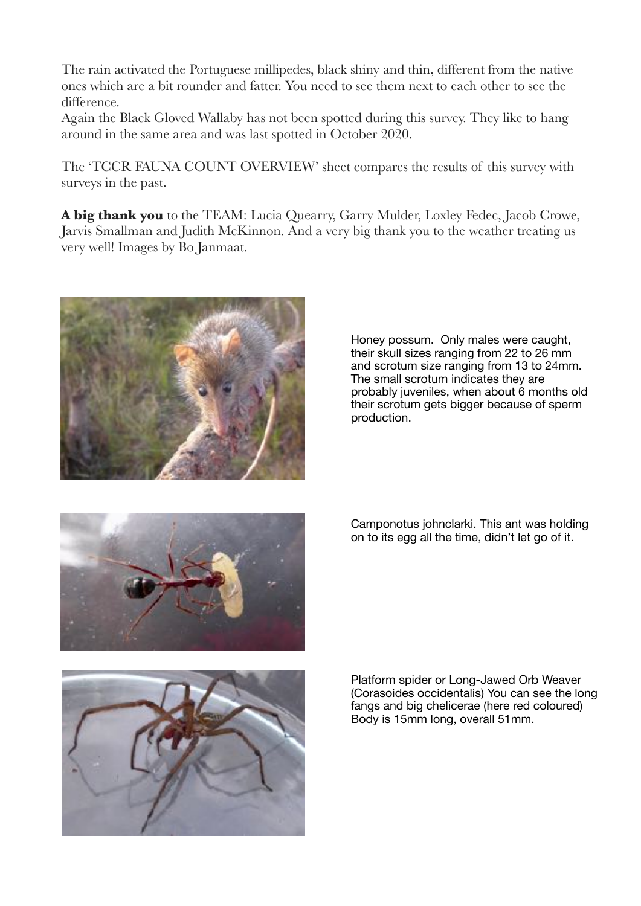The rain activated the Portuguese millipedes, black shiny and thin, different from the native ones which are a bit rounder and fatter. You need to see them next to each other to see the difference.

Again the Black Gloved Wallaby has not been spotted during this survey. They like to hang around in the same area and was last spotted in October 2020.

The 'TCCR FAUNA COUNT OVERVIEW' sheet compares the results of this survey with surveys in the past.

**A big thank you** to the TEAM: Lucia Quearry, Garry Mulder, Loxley Fedec, Jacob Crowe, Jarvis Smallman and Judith McKinnon. And a very big thank you to the weather treating us very well! Images by Bo Janmaat.

Honey possum. Only males were caught, their skull sizes ranging from 22 to 26 mm and scrotum size ranging from 13 to 24mm. The small scrotum indicates they are probably juveniles, when about 6 months old their scrotum gets bigger because of sperm production.

Camponotus johnclarki. This ant was holding on to its egg all the time, didn't let go of it.

Platform spider or Long-Jawed Orb Weaver (Corasoides occidentalis) You can see the long fangs and big chelicerae (here red coloured) Body is 15mm long, overall 51mm.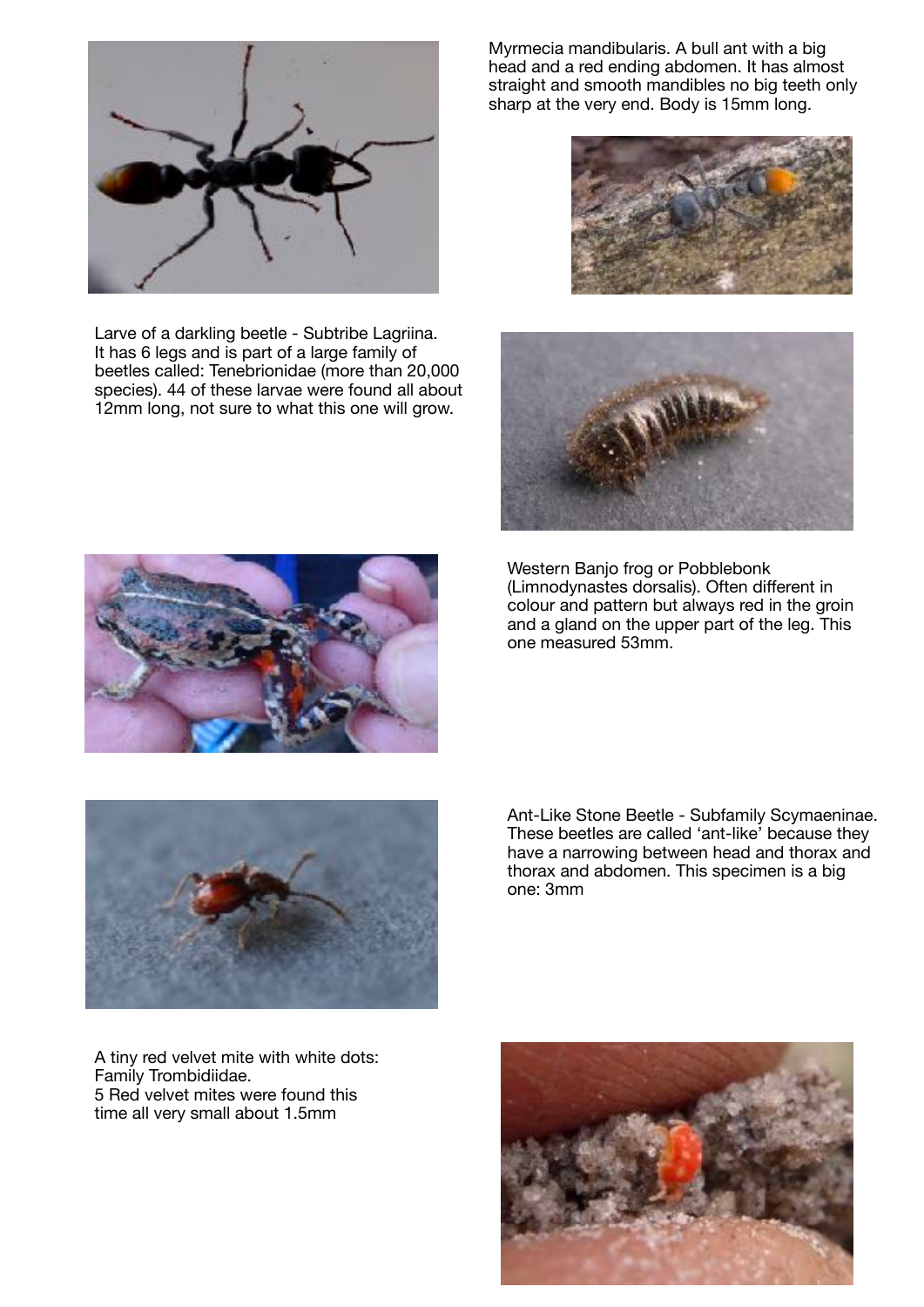Myrmecia mandibularis. A bull ant with a big head and a red ending abdomen. It has almost straight and smooth mandibles no big teeth only sharp at the very end. Body is 15mm long.

Larve of a darkling beetle - Subtribe Lagriina. It has 6 legs and is part of a large family of beetles called: Tenebrionidae (more than 20,000 species). 44 of these larvae were found all about 12mm long, not sure to what this one will grow.

Western Banjo frog or Pobblebonk (Limnodynastes dorsalis). Often different in colour and pattern but always red in the groin and a gland on the upper part of the leg. This one measured 53mm.

Ant-Like Stone Beetle - Subfamily Scymaeninae. These beetles are called 'ant-like' because they have a narrowing between head and thorax and thorax and abdomen. This specimen is a big one: 3mm

A tiny red velvet mite with white dots: Family Trombidiidae.
5 Red velvet mites were found this time all very small about 1.5mm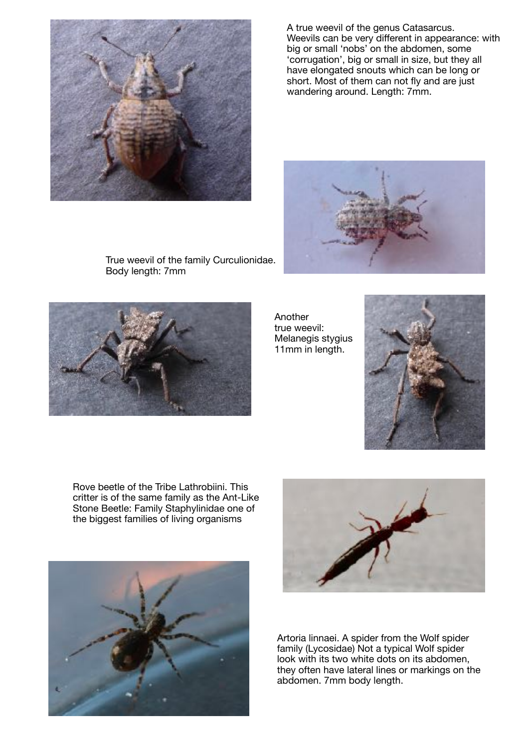A true weevil of the genus Catasarcus. Weevils can be very different in appearance: with big or small 'nobs' on the abdomen, some 'corrugation', big or small in size, but they all have elongated snouts which can be long or short. Most of them can not fly and are just wandering around. Length: 7mm.

True weevil of the family Curculionidae. Body length: 7mm

Another true weevil: Melanegis stygius 11mm in length.

Rove beetle of the Tribe Lathrobiini. This critter is of the same family as the Ant-Like Stone Beetle: Family Staphylinidae one of the biggest families of living organisms

Artoria linnaei. A spider from the Wolf spider family (Lycosidae) Not a typical Wolf spider look with its two white dots on its abdomen, they often have lateral lines or markings on the abdomen. 7mm body length.